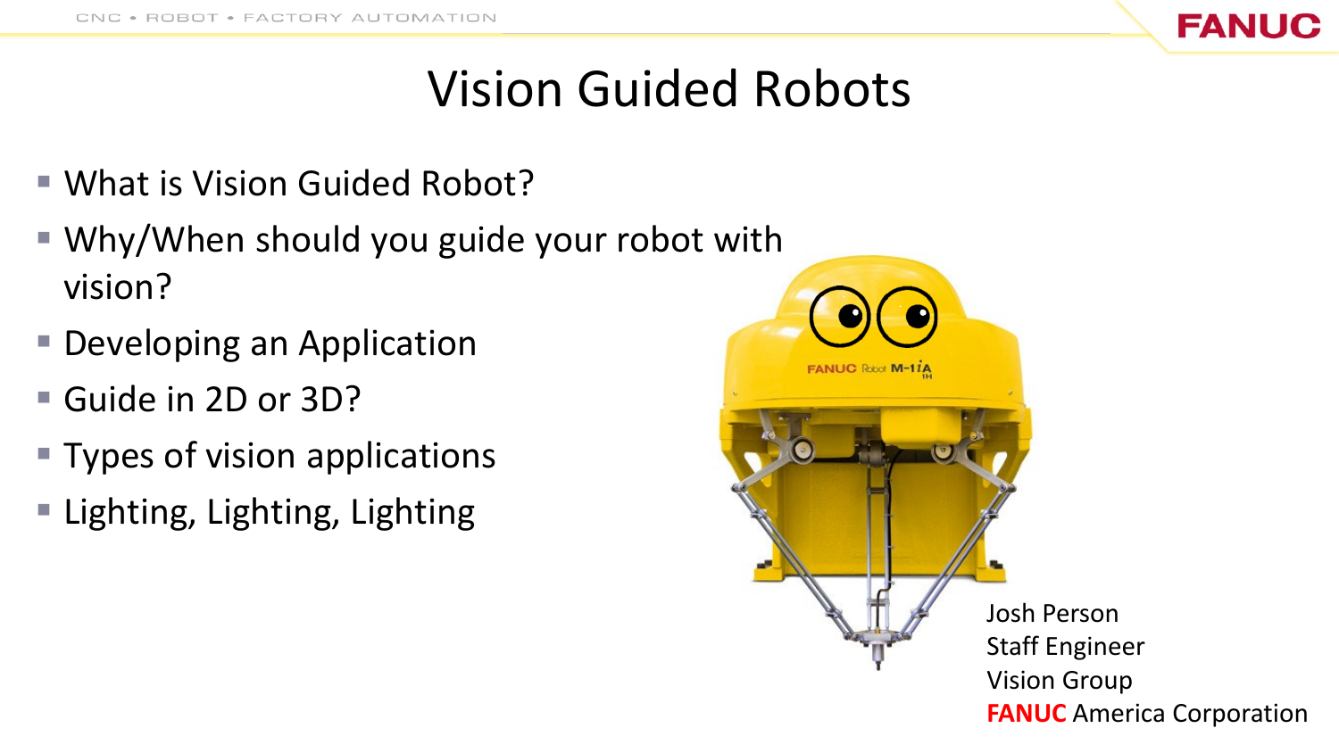# Vision Guided Robots

- What is Vision Guided Robot?
- Why/When should you guide your robot with vision?
- Developing an Application
- Guide in 2D or 3D?
- Types of vision applications
- Lighting, Lighting, Lighting

Josh Person
Staff Engineer
Vision Group
**FANUC** America Corporation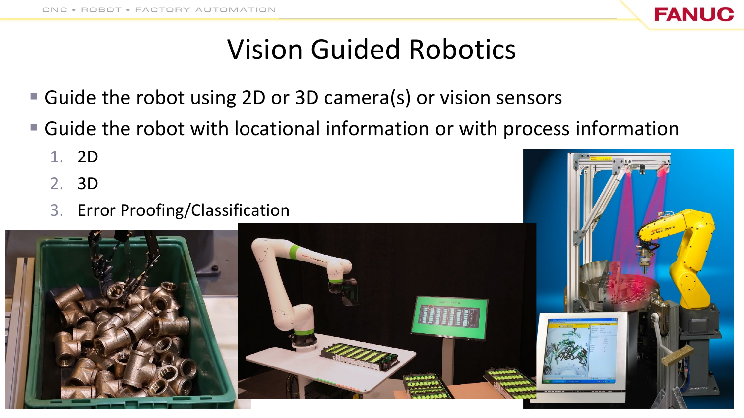# Vision Guided Robotics

- Guide the robot using 2D or 3D camera(s) or vision sensors
- Guide the robot with locational information or with process information
  1. 2D
  2. 3D
  3. Error Proofing/Classification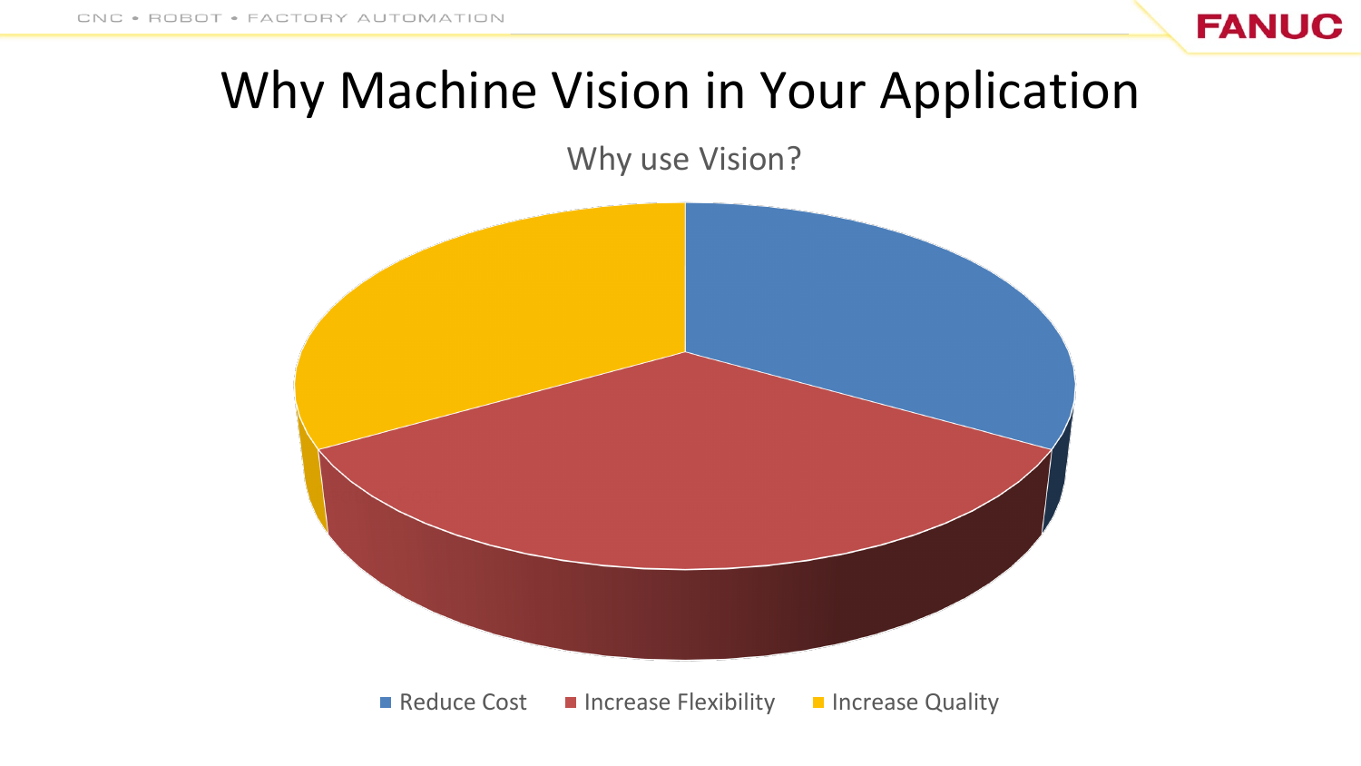# Why Machine Vision in Your Application

Why use Vision?

- Reduce Cost
- Increase Flexibility
- Increase Quality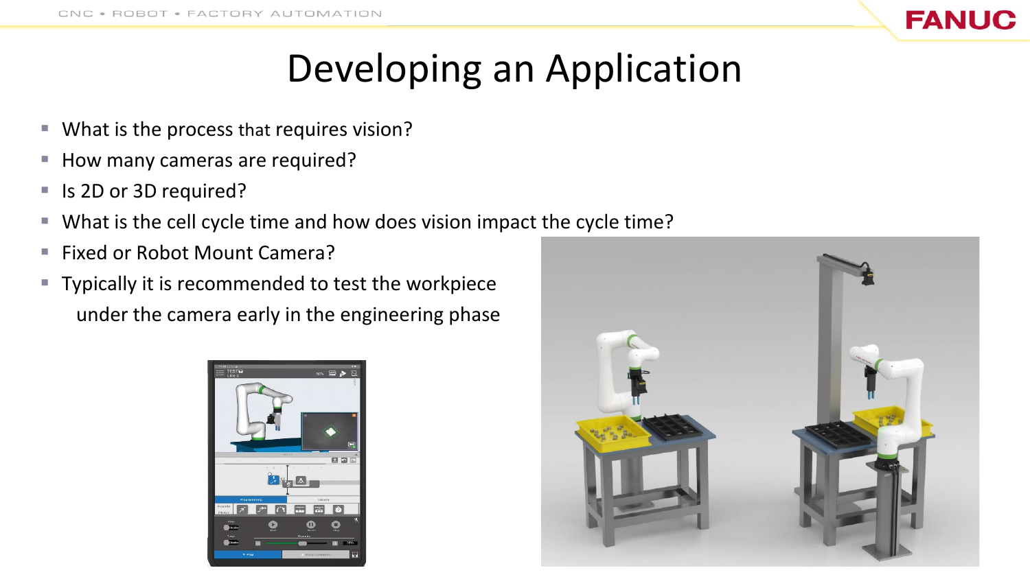# Developing an Application

- What is the process that requires vision?
- How many cameras are required?
- Is 2D or 3D required?
- What is the cell cycle time and how does vision impact the cycle time?
- Fixed or Robot Mount Camera?
- Typically it is recommended to test the workpiece under the camera early in the engineering phase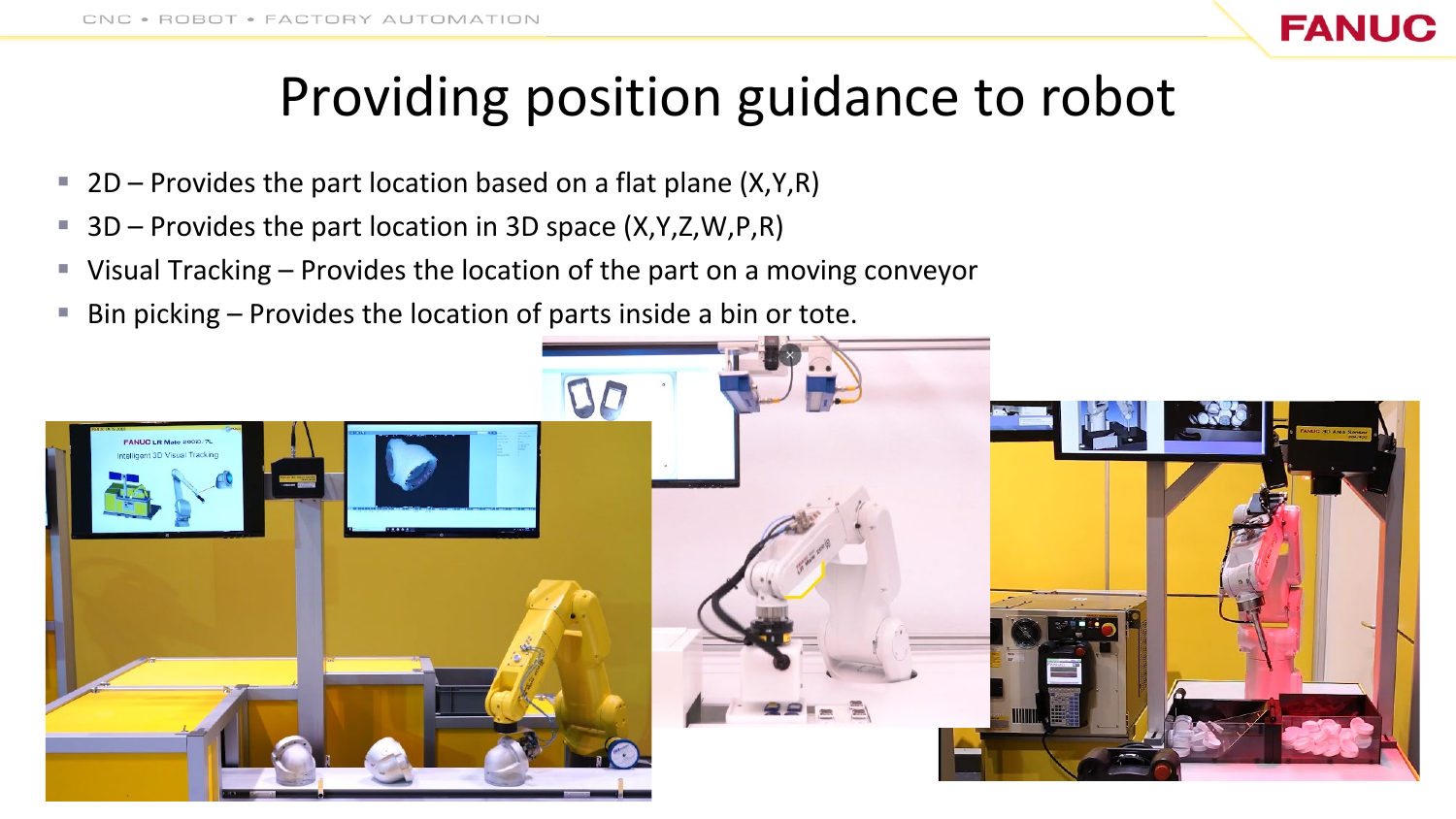# Providing position guidance to robot

- 2D – Provides the part location based on a flat plane (X,Y,R)
- 3D – Provides the part location in 3D space (X,Y,Z,W,P,R)
- Visual Tracking – Provides the location of the part on a moving conveyor
- Bin picking – Provides the location of parts inside a bin or tote.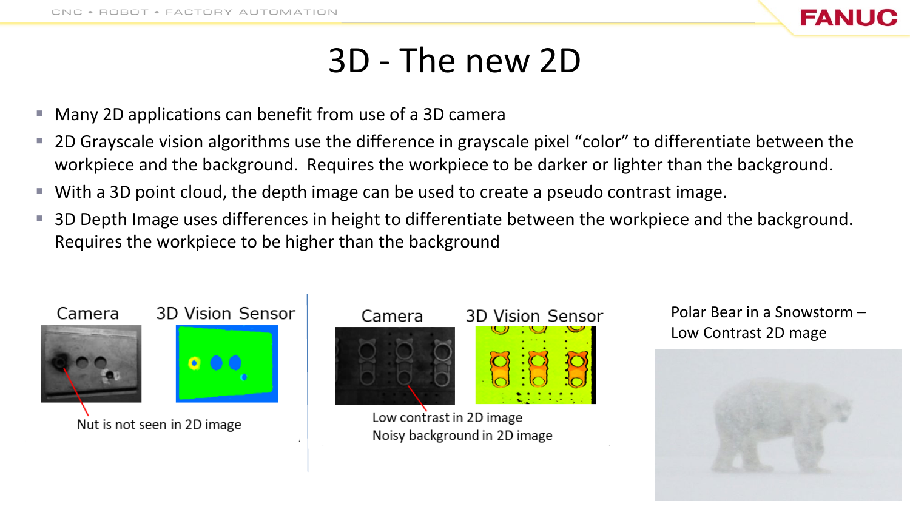# 3D - The new 2D

- Many 2D applications can benefit from use of a 3D camera
- 2D Grayscale vision algorithms use the difference in grayscale pixel "color" to differentiate between the workpiece and the background. Requires the workpiece to be darker or lighter than the background.
- With a 3D point cloud, the depth image can be used to create a pseudo contrast image.
- 3D Depth Image uses differences in height to differentiate between the workpiece and the background. Requires the workpiece to be higher than the background

Camera — 3D Vision Sensor

Nut is not seen in 2D image

Camera — 3D Vision Sensor

Low contrast in 2D image
Noisy background in 2D image

Polar Bear in a Snowstorm – Low Contrast 2D mage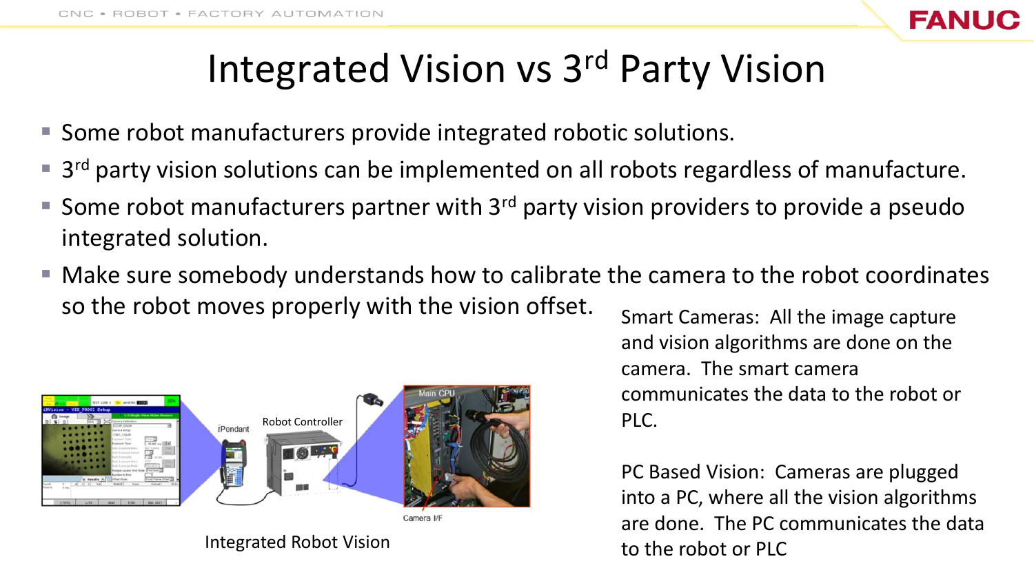# Integrated Vision vs 3rd Party Vision

- Some robot manufacturers provide integrated robotic solutions.
- 3rd party vision solutions can be implemented on all robots regardless of manufacture.
- Some robot manufacturers partner with 3rd party vision providers to provide a pseudo integrated solution.
- Make sure somebody understands how to calibrate the camera to the robot coordinates so the robot moves properly with the vision offset.

Integrated Robot Vision

Smart Cameras: All the image capture and vision algorithms are done on the camera. The smart camera communicates the data to the robot or PLC.

PC Based Vision: Cameras are plugged into a PC, where all the vision algorithms are done. The PC communicates the data to the robot or PLC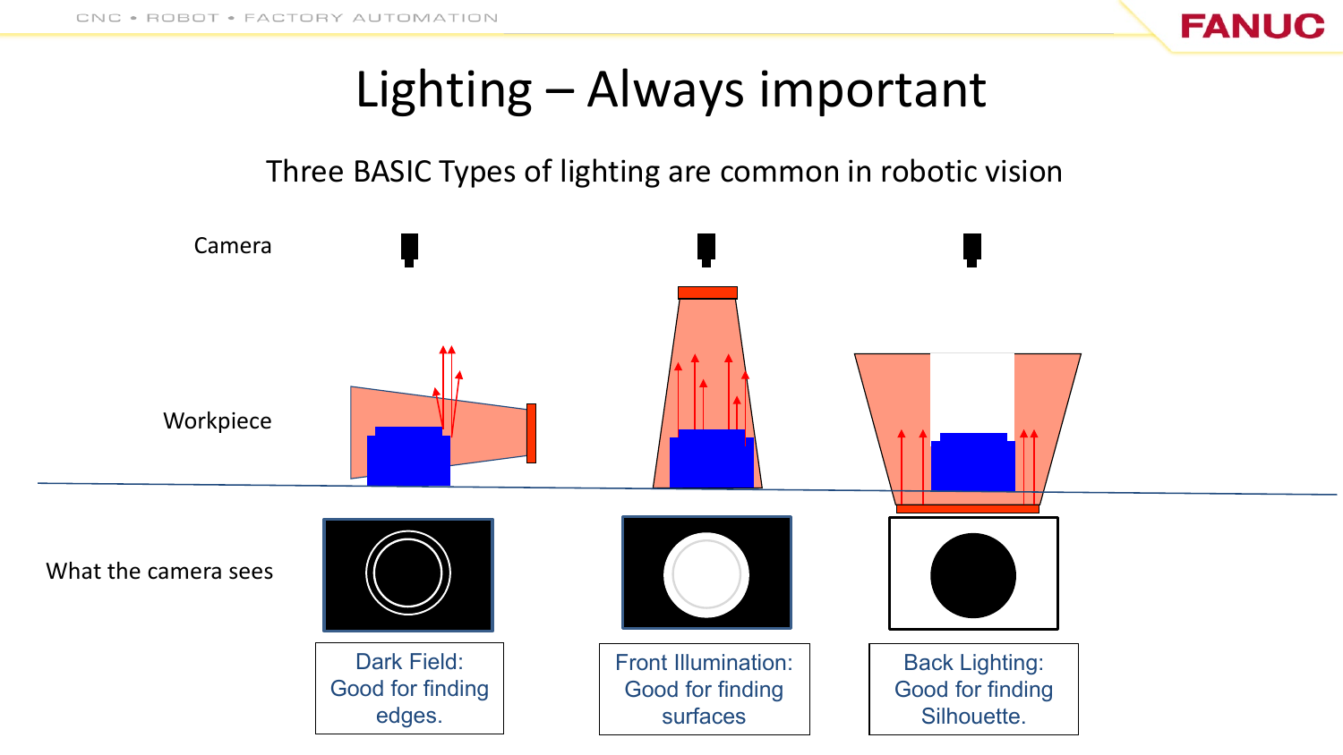# Lighting – Always important

Three BASIC Types of lighting are common in robotic vision

Camera

Workpiece

What the camera sees

| Dark Field: Good for finding edges. | Front Illumination: Good for finding surfaces | Back Lighting: Good for finding Silhouette. |
|---|---|---|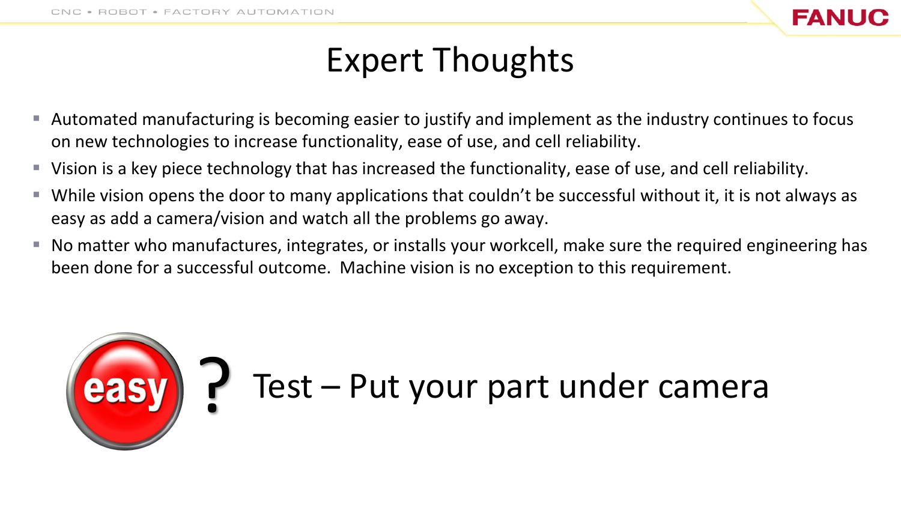# Expert Thoughts

- Automated manufacturing is becoming easier to justify and implement as the industry continues to focus on new technologies to increase functionality, ease of use, and cell reliability.
- Vision is a key piece technology that has increased the functionality, ease of use, and cell reliability.
- While vision opens the door to many applications that couldn't be successful without it, it is not always as easy as add a camera/vision and watch all the problems go away.
- No matter who manufactures, integrates, or installs your workcell, make sure the required engineering has been done for a successful outcome. Machine vision is no exception to this requirement.

easy ? Test – Put your part under camera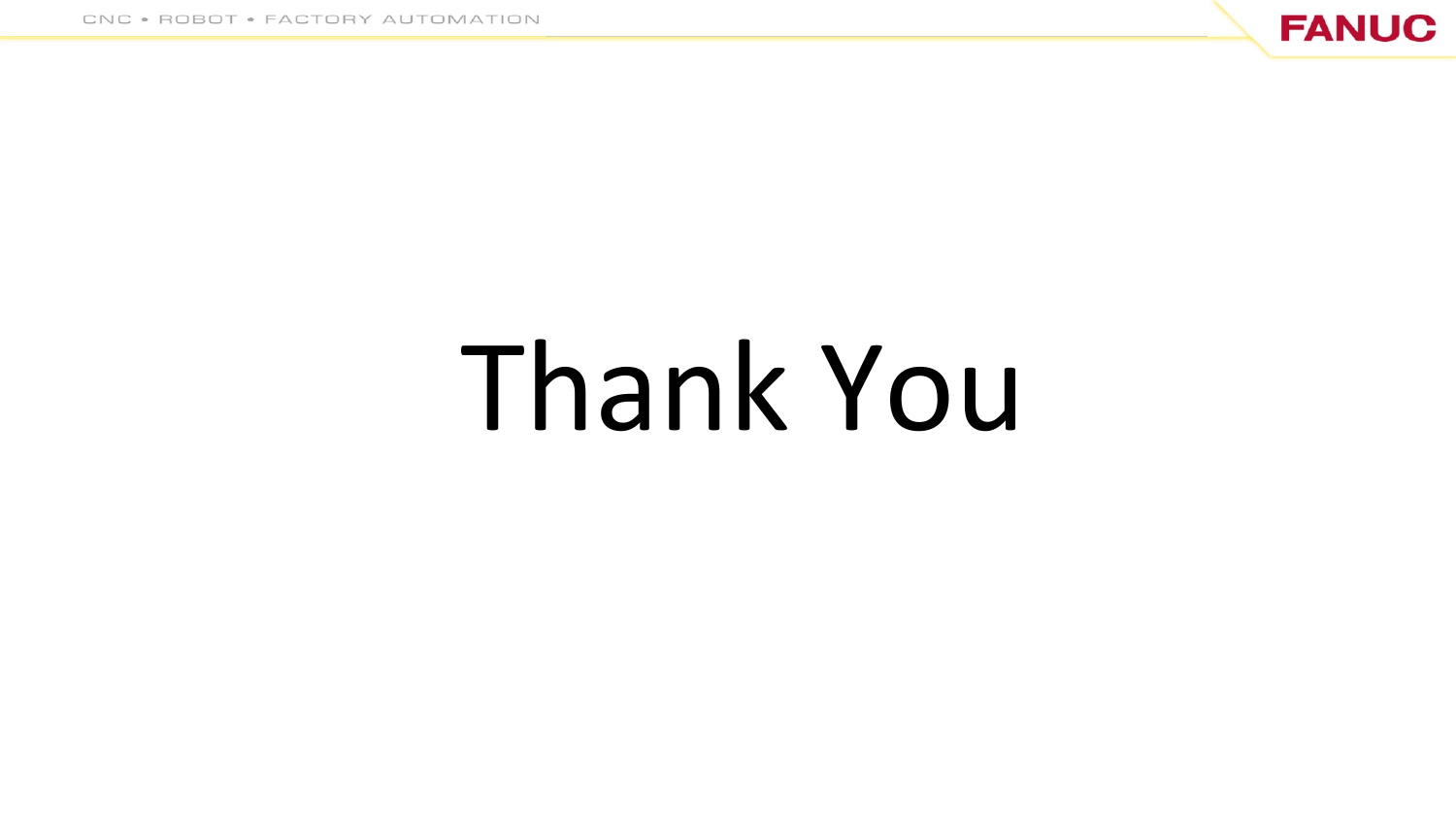# Thank You